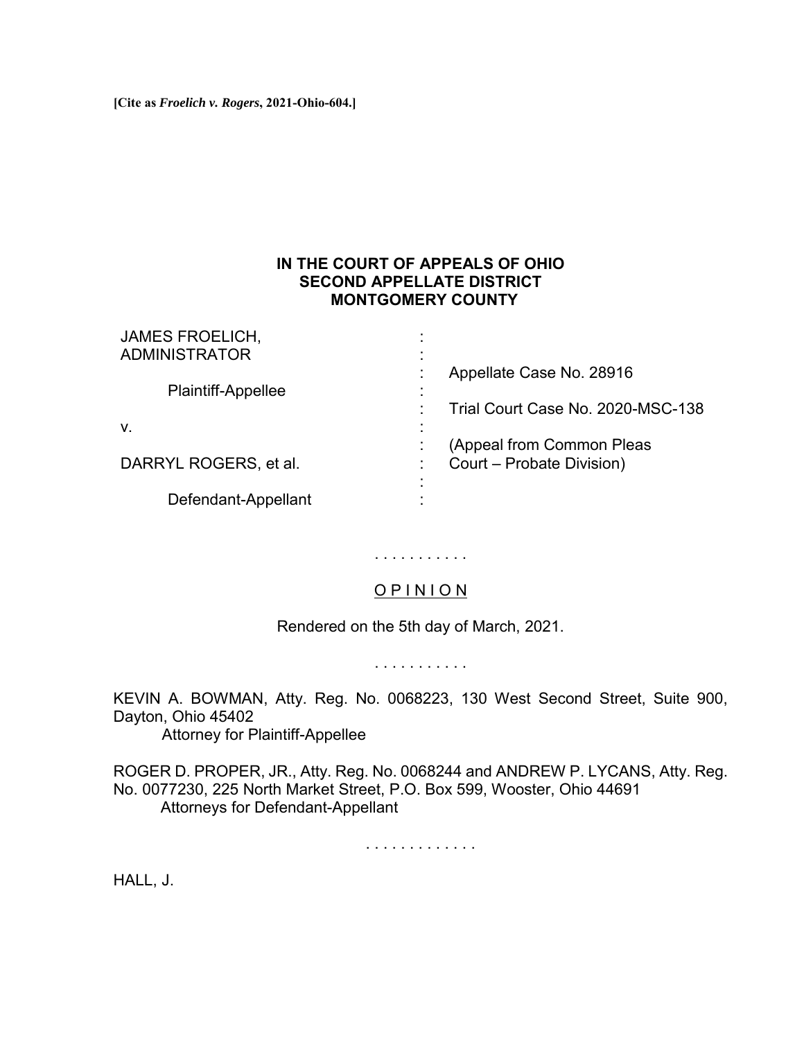**[Cite as *Froelich v. Rogers*, 2021-Ohio-604.]**

**IN THE COURT OF APPEALS OF OHIO**
**SECOND APPELLATE DISTRICT**
**MONTGOMERY COUNTY**

| | | |
|---|---|---|
| JAMES FROELICH, ADMINISTRATOR | : | |
| | : | Appellate Case No. 28916 |
| Plaintiff-Appellee | : | |
| | : | Trial Court Case No. 2020-MSC-138 |
| v. | : | |
| | : | (Appeal from Common Pleas |
| DARRYL ROGERS, et al. | : | Court – Probate Division) |
| | : | |
| Defendant-Appellant | : | |

. . . . . . . . . . .

O P I N I O N

Rendered on the 5th day of March, 2021.

. . . . . . . . . . .

KEVIN A. BOWMAN, Atty. Reg. No. 0068223, 130 West Second Street, Suite 900, Dayton, Ohio 45402
Attorney for Plaintiff-Appellee

ROGER D. PROPER, JR., Atty. Reg. No. 0068244 and ANDREW P. LYCANS, Atty. Reg. No. 0077230, 225 North Market Street, P.O. Box 599, Wooster, Ohio 44691
Attorneys for Defendant-Appellant

. . . . . . . . . . . . .

HALL, J.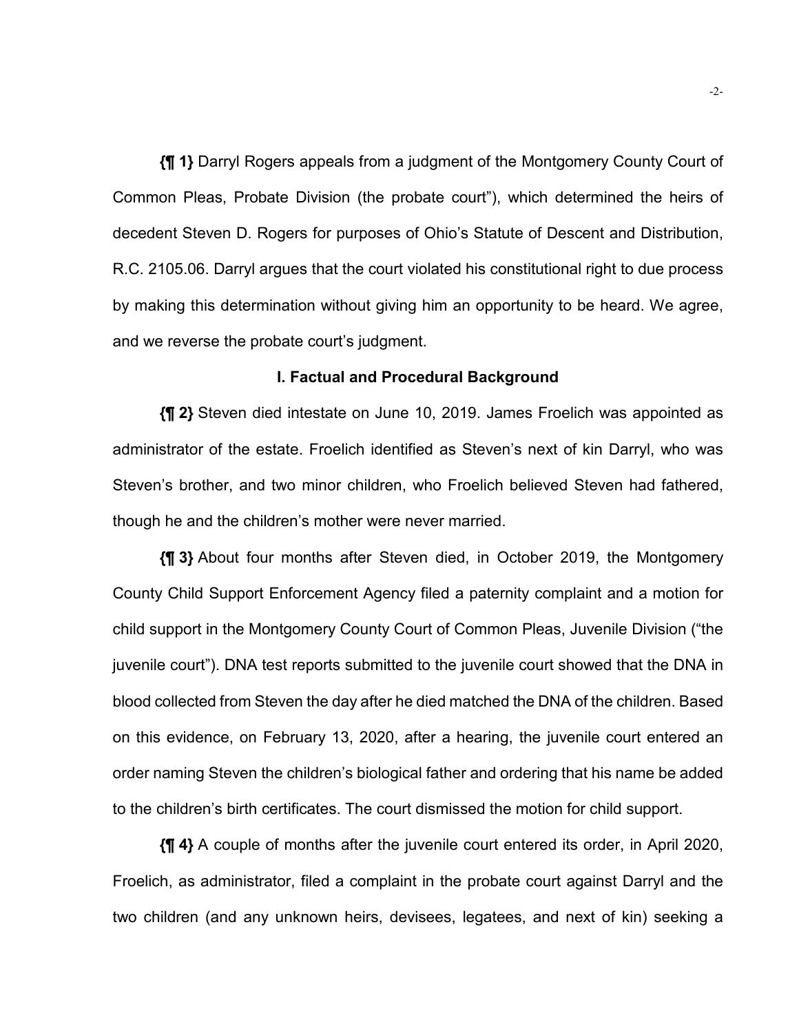**{¶ 1}** Darryl Rogers appeals from a judgment of the Montgomery County Court of Common Pleas, Probate Division (the probate court"), which determined the heirs of decedent Steven D. Rogers for purposes of Ohio's Statute of Descent and Distribution, R.C. 2105.06. Darryl argues that the court violated his constitutional right to due process by making this determination without giving him an opportunity to be heard. We agree, and we reverse the probate court's judgment.

### I. Factual and Procedural Background

**{¶ 2}** Steven died intestate on June 10, 2019. James Froelich was appointed as administrator of the estate. Froelich identified as Steven's next of kin Darryl, who was Steven's brother, and two minor children, who Froelich believed Steven had fathered, though he and the children's mother were never married.

**{¶ 3}** About four months after Steven died, in October 2019, the Montgomery County Child Support Enforcement Agency filed a paternity complaint and a motion for child support in the Montgomery County Court of Common Pleas, Juvenile Division ("the juvenile court"). DNA test reports submitted to the juvenile court showed that the DNA in blood collected from Steven the day after he died matched the DNA of the children. Based on this evidence, on February 13, 2020, after a hearing, the juvenile court entered an order naming Steven the children's biological father and ordering that his name be added to the children's birth certificates. The court dismissed the motion for child support.

**{¶ 4}** A couple of months after the juvenile court entered its order, in April 2020, Froelich, as administrator, filed a complaint in the probate court against Darryl and the two children (and any unknown heirs, devisees, legatees, and next of kin) seeking a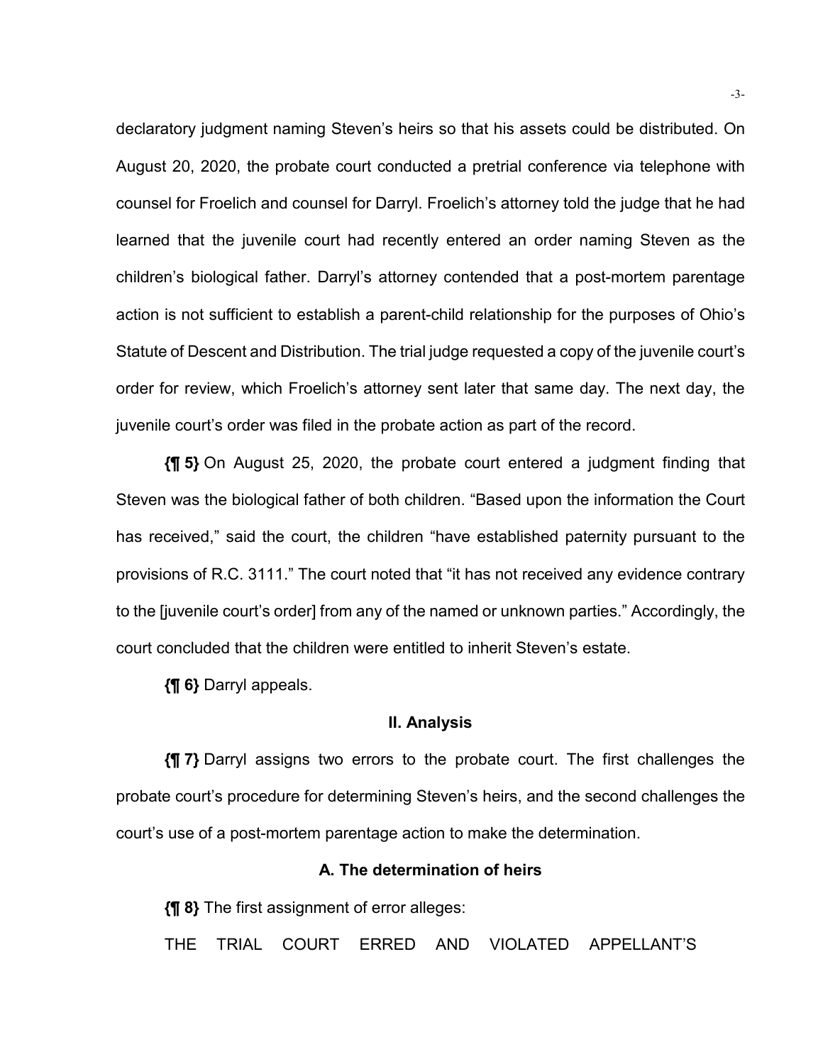declaratory judgment naming Steven's heirs so that his assets could be distributed. On August 20, 2020, the probate court conducted a pretrial conference via telephone with counsel for Froelich and counsel for Darryl. Froelich's attorney told the judge that he had learned that the juvenile court had recently entered an order naming Steven as the children's biological father. Darryl's attorney contended that a post-mortem parentage action is not sufficient to establish a parent-child relationship for the purposes of Ohio's Statute of Descent and Distribution. The trial judge requested a copy of the juvenile court's order for review, which Froelich's attorney sent later that same day. The next day, the juvenile court's order was filed in the probate action as part of the record.

**{¶ 5}** On August 25, 2020, the probate court entered a judgment finding that Steven was the biological father of both children. "Based upon the information the Court has received," said the court, the children "have established paternity pursuant to the provisions of R.C. 3111." The court noted that "it has not received any evidence contrary to the [juvenile court's order] from any of the named or unknown parties." Accordingly, the court concluded that the children were entitled to inherit Steven's estate.

**{¶ 6}** Darryl appeals.

## II. Analysis

**{¶ 7}** Darryl assigns two errors to the probate court. The first challenges the probate court's procedure for determining Steven's heirs, and the second challenges the court's use of a post-mortem parentage action to make the determination.

### A. The determination of heirs

**{¶ 8}** The first assignment of error alleges:

THE TRIAL COURT ERRED AND VIOLATED APPELLANT'S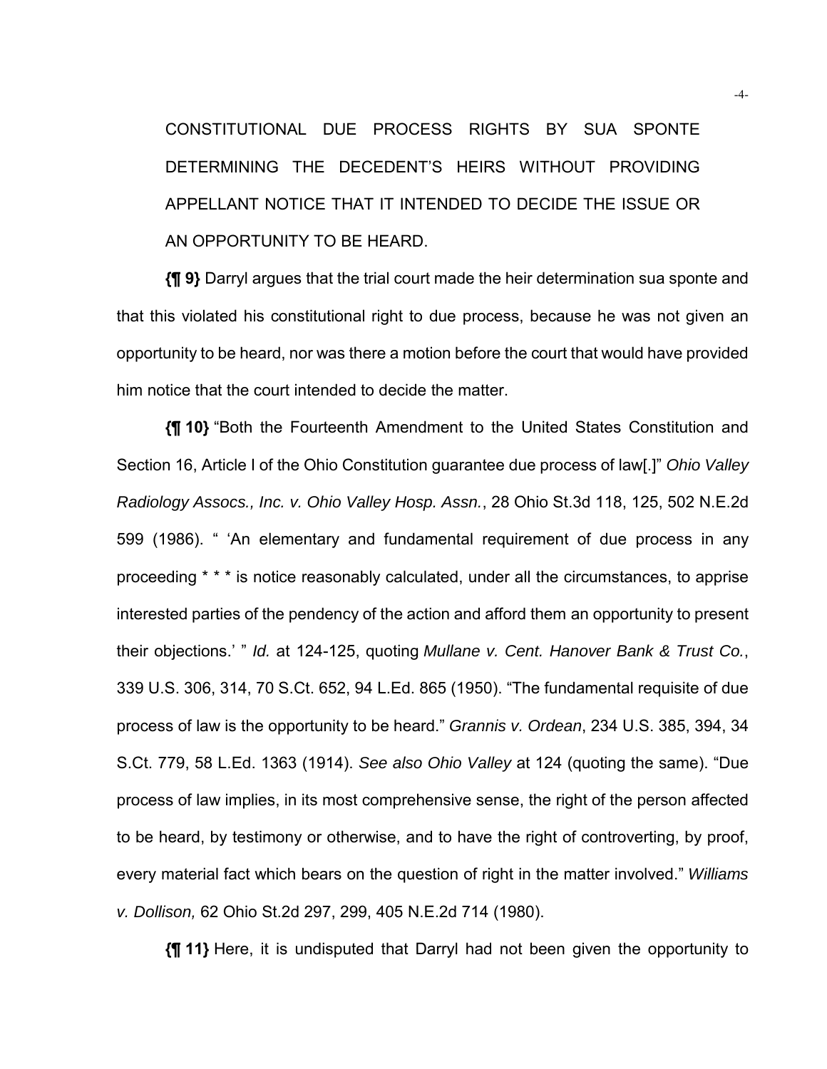CONSTITUTIONAL DUE PROCESS RIGHTS BY SUA SPONTE DETERMINING THE DECEDENT'S HEIRS WITHOUT PROVIDING APPELLANT NOTICE THAT IT INTENDED TO DECIDE THE ISSUE OR AN OPPORTUNITY TO BE HEARD.

**{¶ 9}** Darryl argues that the trial court made the heir determination sua sponte and that this violated his constitutional right to due process, because he was not given an opportunity to be heard, nor was there a motion before the court that would have provided him notice that the court intended to decide the matter.

**{¶ 10}** "Both the Fourteenth Amendment to the United States Constitution and Section 16, Article I of the Ohio Constitution guarantee due process of law[.]" *Ohio Valley Radiology Assocs., Inc. v. Ohio Valley Hosp. Assn.*, 28 Ohio St.3d 118, 125, 502 N.E.2d 599 (1986). " 'An elementary and fundamental requirement of due process in any proceeding * * * is notice reasonably calculated, under all the circumstances, to apprise interested parties of the pendency of the action and afford them an opportunity to present their objections.' " *Id.* at 124-125, quoting *Mullane v. Cent. Hanover Bank & Trust Co.*, 339 U.S. 306, 314, 70 S.Ct. 652, 94 L.Ed. 865 (1950). "The fundamental requisite of due process of law is the opportunity to be heard." *Grannis v. Ordean*, 234 U.S. 385, 394, 34 S.Ct. 779, 58 L.Ed. 1363 (1914). *See also Ohio Valley* at 124 (quoting the same). "Due process of law implies, in its most comprehensive sense, the right of the person affected to be heard, by testimony or otherwise, and to have the right of controverting, by proof, every material fact which bears on the question of right in the matter involved." *Williams v. Dollison,* 62 Ohio St.2d 297, 299, 405 N.E.2d 714 (1980).

**{¶ 11}** Here, it is undisputed that Darryl had not been given the opportunity to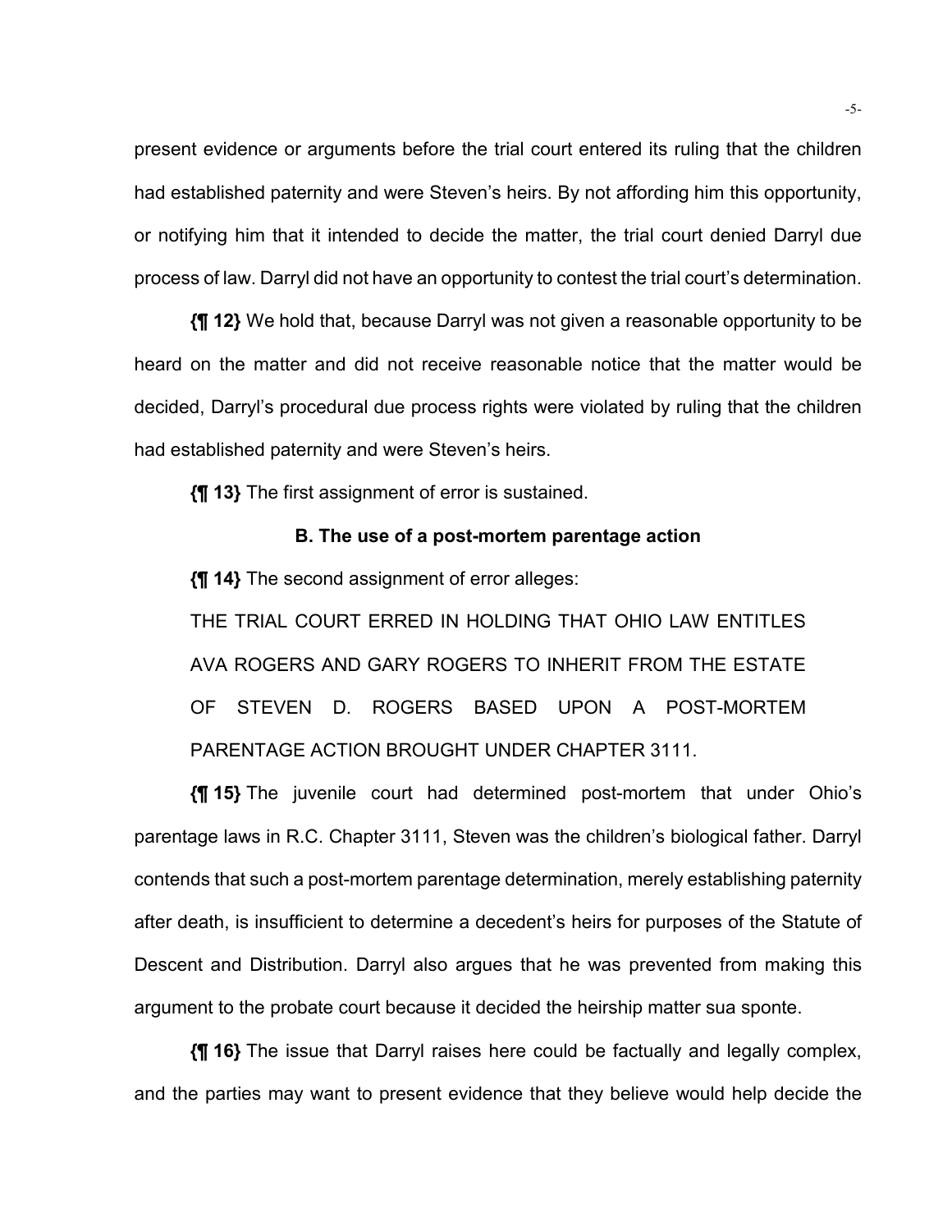present evidence or arguments before the trial court entered its ruling that the children had established paternity and were Steven's heirs. By not affording him this opportunity, or notifying him that it intended to decide the matter, the trial court denied Darryl due process of law. Darryl did not have an opportunity to contest the trial court's determination.

**{¶ 12}** We hold that, because Darryl was not given a reasonable opportunity to be heard on the matter and did not receive reasonable notice that the matter would be decided, Darryl's procedural due process rights were violated by ruling that the children had established paternity and were Steven's heirs.

**{¶ 13}** The first assignment of error is sustained.

### B. The use of a post-mortem parentage action

**{¶ 14}** The second assignment of error alleges:

THE TRIAL COURT ERRED IN HOLDING THAT OHIO LAW ENTITLES AVA ROGERS AND GARY ROGERS TO INHERIT FROM THE ESTATE OF STEVEN D. ROGERS BASED UPON A POST-MORTEM PARENTAGE ACTION BROUGHT UNDER CHAPTER 3111.

**{¶ 15}** The juvenile court had determined post-mortem that under Ohio's parentage laws in R.C. Chapter 3111, Steven was the children's biological father. Darryl contends that such a post-mortem parentage determination, merely establishing paternity after death, is insufficient to determine a decedent's heirs for purposes of the Statute of Descent and Distribution. Darryl also argues that he was prevented from making this argument to the probate court because it decided the heirship matter sua sponte.

**{¶ 16}** The issue that Darryl raises here could be factually and legally complex, and the parties may want to present evidence that they believe would help decide the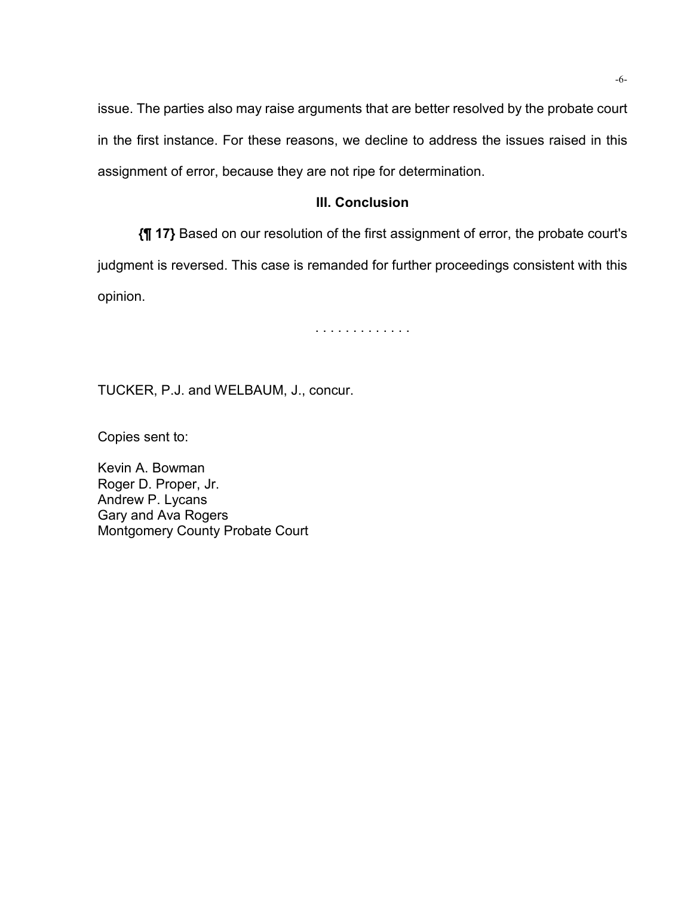issue. The parties also may raise arguments that are better resolved by the probate court in the first instance. For these reasons, we decline to address the issues raised in this assignment of error, because they are not ripe for determination.

### III. Conclusion

**{¶ 17}** Based on our resolution of the first assignment of error, the probate court's judgment is reversed. This case is remanded for further proceedings consistent with this opinion.

. . . . . . . . . . . . .

TUCKER, P.J. and WELBAUM, J., concur.

Copies sent to:

Kevin A. Bowman
Roger D. Proper, Jr.
Andrew P. Lycans
Gary and Ava Rogers
Montgomery County Probate Court